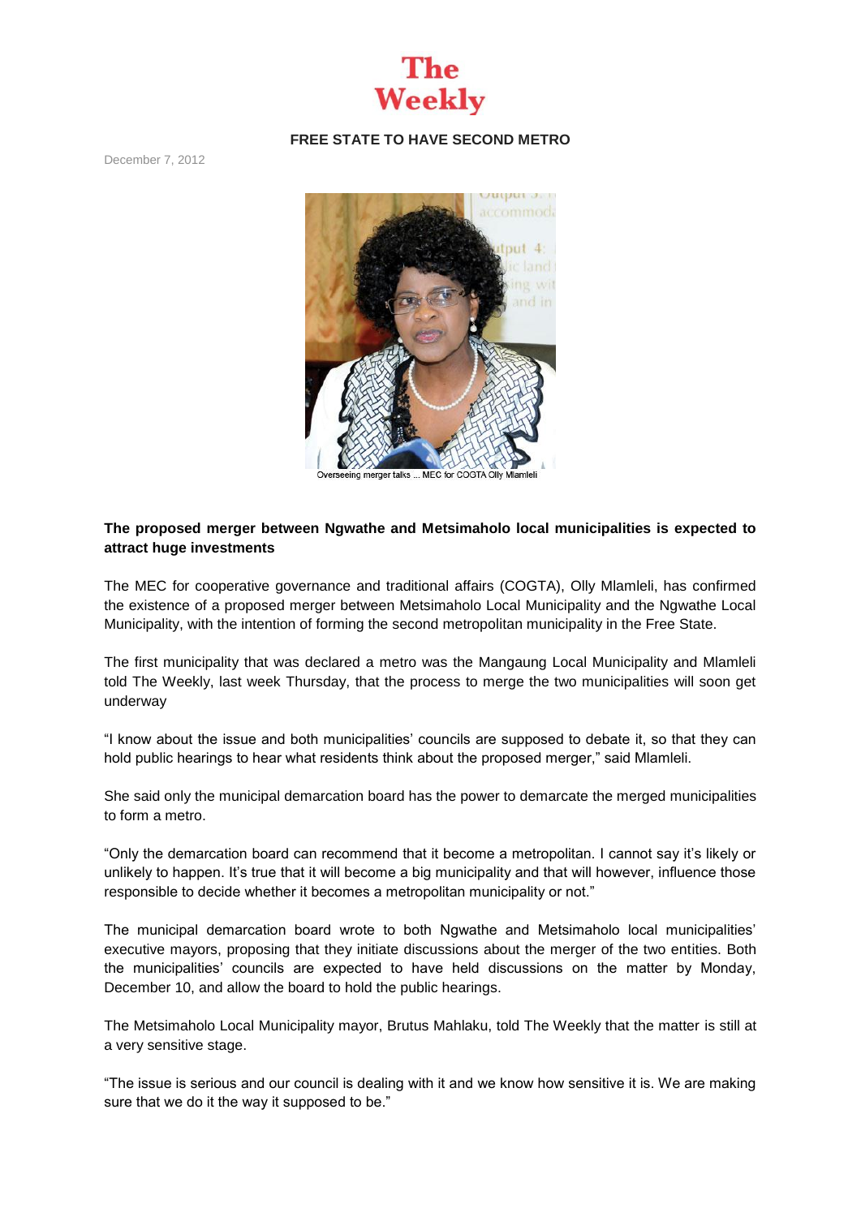# The Weekly

## FREE STATE TO HAVE SECOND METRO

December 7, 2012

Overseeing merger talks ... MEC for COGTA Olly Mlamleli

**The proposed merger between Ngwathe and Metsimaholo local municipalities is expected to attract huge investments**

The MEC for cooperative governance and traditional affairs (COGTA), Olly Mlamleli, has confirmed the existence of a proposed merger between Metsimaholo Local Municipality and the Ngwathe Local Municipality, with the intention of forming the second metropolitan municipality in the Free State.

The first municipality that was declared a metro was the Mangaung Local Municipality and Mlamleli told The Weekly, last week Thursday, that the process to merge the two municipalities will soon get underway

"I know about the issue and both municipalities' councils are supposed to debate it, so that they can hold public hearings to hear what residents think about the proposed merger," said Mlamleli.

She said only the municipal demarcation board has the power to demarcate the merged municipalities to form a metro.

"Only the demarcation board can recommend that it become a metropolitan. I cannot say it's likely or unlikely to happen. It's true that it will become a big municipality and that will however, influence those responsible to decide whether it becomes a metropolitan municipality or not."

The municipal demarcation board wrote to both Ngwathe and Metsimaholo local municipalities' executive mayors, proposing that they initiate discussions about the merger of the two entities. Both the municipalities' councils are expected to have held discussions on the matter by Monday, December 10, and allow the board to hold the public hearings.

The Metsimaholo Local Municipality mayor, Brutus Mahlaku, told The Weekly that the matter is still at a very sensitive stage.

"The issue is serious and our council is dealing with it and we know how sensitive it is. We are making sure that we do it the way it supposed to be."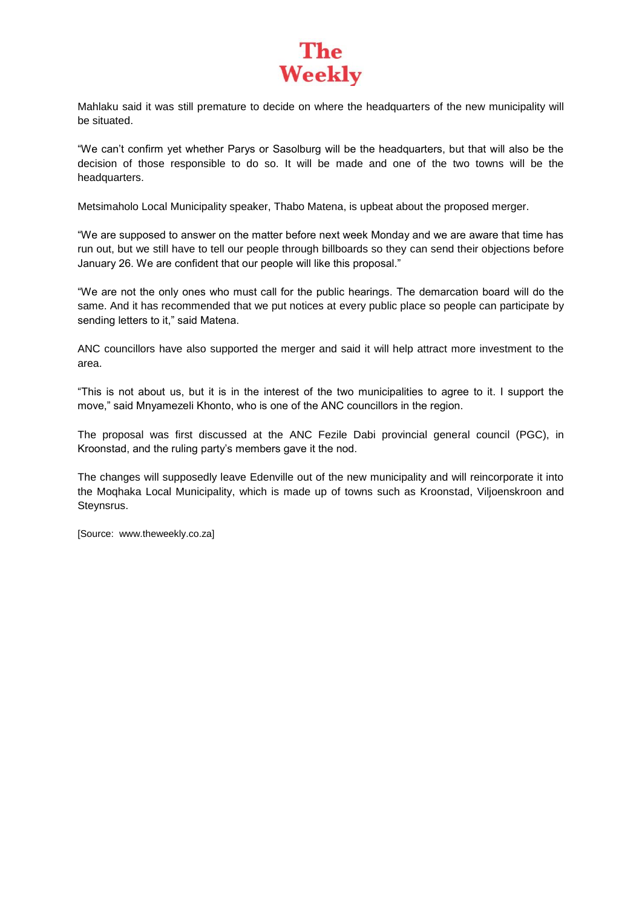Mahlaku said it was still premature to decide on where the headquarters of the new municipality will be situated.

"We can't confirm yet whether Parys or Sasolburg will be the headquarters, but that will also be the decision of those responsible to do so. It will be made and one of the two towns will be the headquarters.

Metsimaholo Local Municipality speaker, Thabo Matena, is upbeat about the proposed merger.

"We are supposed to answer on the matter before next week Monday and we are aware that time has run out, but we still have to tell our people through billboards so they can send their objections before January 26. We are confident that our people will like this proposal."

"We are not the only ones who must call for the public hearings. The demarcation board will do the same. And it has recommended that we put notices at every public place so people can participate by sending letters to it," said Matena.

ANC councillors have also supported the merger and said it will help attract more investment to the area.

"This is not about us, but it is in the interest of the two municipalities to agree to it. I support the move," said Mnyamezeli Khonto, who is one of the ANC councillors in the region.

The proposal was first discussed at the ANC Fezile Dabi provincial general council (PGC), in Kroonstad, and the ruling party's members gave it the nod.

The changes will supposedly leave Edenville out of the new municipality and will reincorporate it into the Moqhaka Local Municipality, which is made up of towns such as Kroonstad, Viljoenskroon and Steynsrus.

[Source: www.theweekly.co.za]